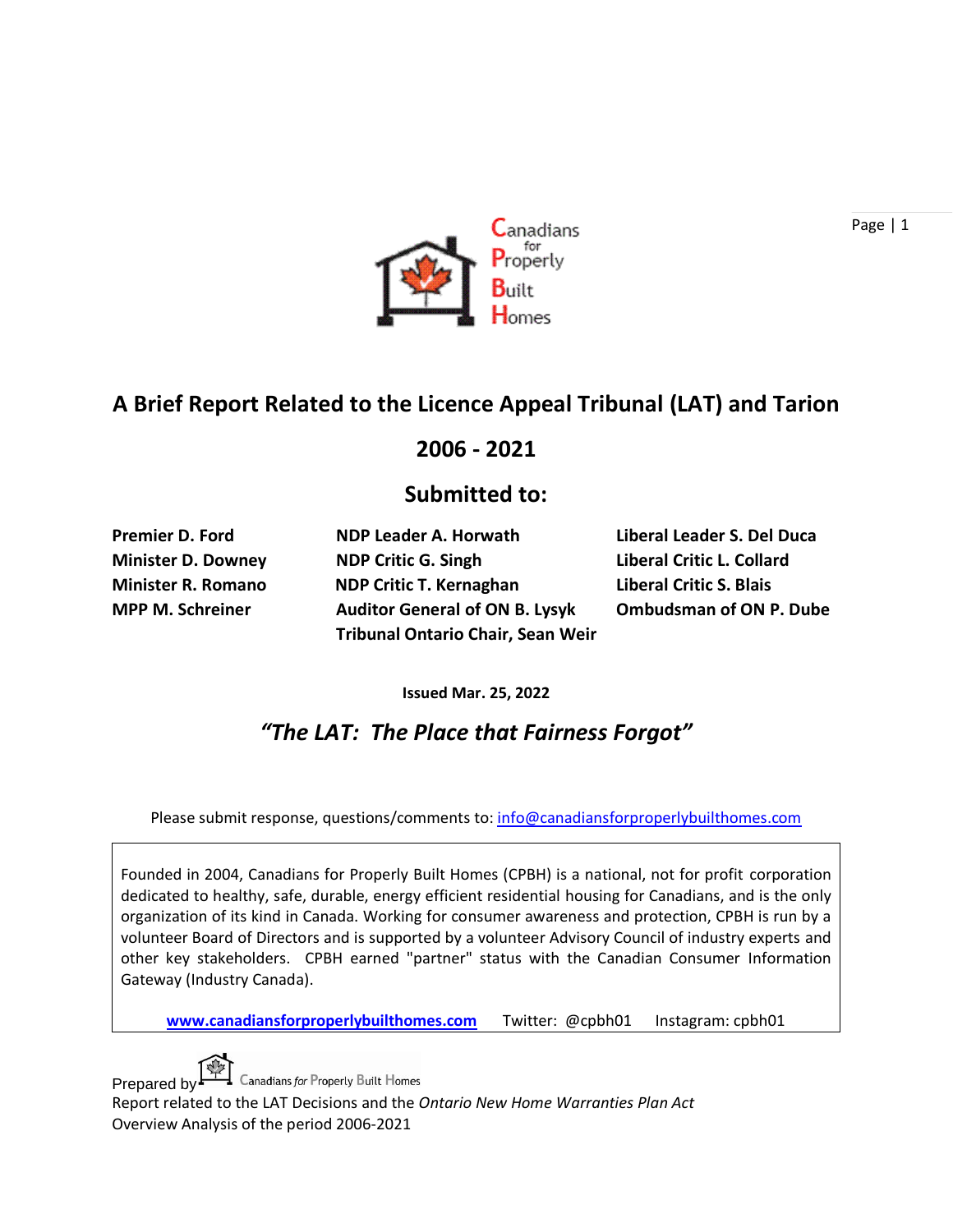Canadians for Properly Built Homes

# A Brief Report Related to the Licence Appeal Tribunal (LAT) and Tarion

## 2006 - 2021

## Submitted to:

| | | |
|---|---|---|
| **Premier D. Ford** | **NDP Leader A. Horwath** | **Liberal Leader S. Del Duca** |
| **Minister D. Downey** | **NDP Critic G. Singh** | **Liberal Critic L. Collard** |
| **Minister R. Romano** | **NDP Critic T. Kernaghan** | **Liberal Critic S. Blais** |
| **MPP M. Schreiner** | **Auditor General of ON B. Lysyk** | **Ombudsman of ON P. Dube** |
| | **Tribunal Ontario Chair, Sean Weir** | |

**Issued Mar. 25, 2022**

### *"The LAT: The Place that Fairness Forgot"*

Please submit response, questions/comments to: info@canadiansforproperlybuilthomes.com

Founded in 2004, Canadians for Properly Built Homes (CPBH) is a national, not for profit corporation dedicated to healthy, safe, durable, energy efficient residential housing for Canadians, and is the only organization of its kind in Canada. Working for consumer awareness and protection, CPBH is run by a volunteer Board of Directors and is supported by a volunteer Advisory Council of industry experts and other key stakeholders. CPBH earned "partner" status with the Canadian Consumer Information Gateway (Industry Canada).

**www.canadiansforproperlybuilthomes.com** Twitter: @cpbh01 Instagram: cpbh01

Prepared by Canadians *for* Properly Built Homes
Report related to the LAT Decisions and the *Ontario New Home Warranties Plan Act*
Overview Analysis of the period 2006-2021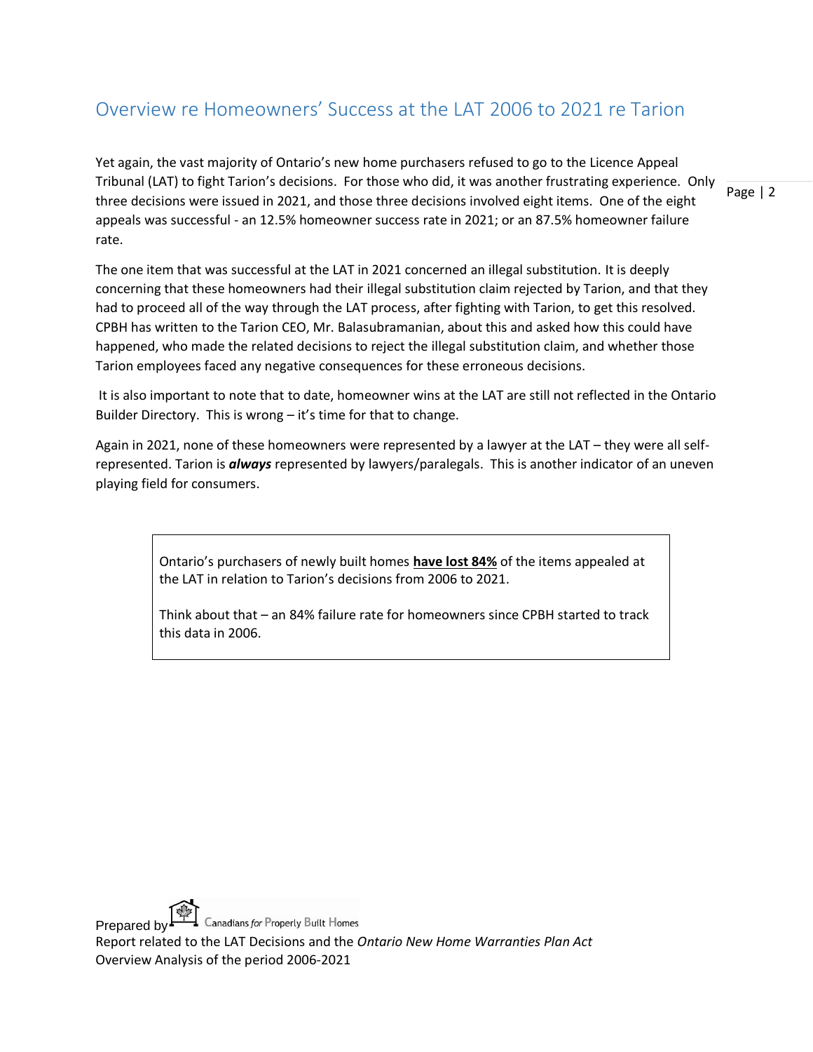## Overview re Homeowners' Success at the LAT 2006 to 2021 re Tarion

Yet again, the vast majority of Ontario's new home purchasers refused to go to the Licence Appeal Tribunal (LAT) to fight Tarion's decisions. For those who did, it was another frustrating experience. Only three decisions were issued in 2021, and those three decisions involved eight items. One of the eight appeals was successful - an 12.5% homeowner success rate in 2021; or an 87.5% homeowner failure rate.

The one item that was successful at the LAT in 2021 concerned an illegal substitution. It is deeply concerning that these homeowners had their illegal substitution claim rejected by Tarion, and that they had to proceed all of the way through the LAT process, after fighting with Tarion, to get this resolved. CPBH has written to the Tarion CEO, Mr. Balasubramanian, about this and asked how this could have happened, who made the related decisions to reject the illegal substitution claim, and whether those Tarion employees faced any negative consequences for these erroneous decisions.

It is also important to note that to date, homeowner wins at the LAT are still not reflected in the Ontario Builder Directory. This is wrong – it's time for that to change.

Again in 2021, none of these homeowners were represented by a lawyer at the LAT – they were all self-represented. Tarion is ***always*** represented by lawyers/paralegals. This is another indicator of an uneven playing field for consumers.

> Ontario's purchasers of newly built homes **have lost 84%** of the items appealed at the LAT in relation to Tarion's decisions from 2006 to 2021.
>
> Think about that – an 84% failure rate for homeowners since CPBH started to track this data in 2006.

Prepared by Canadians *for* Properly Built Homes
Report related to the LAT Decisions and the *Ontario New Home Warranties Plan Act*
Overview Analysis of the period 2006-2021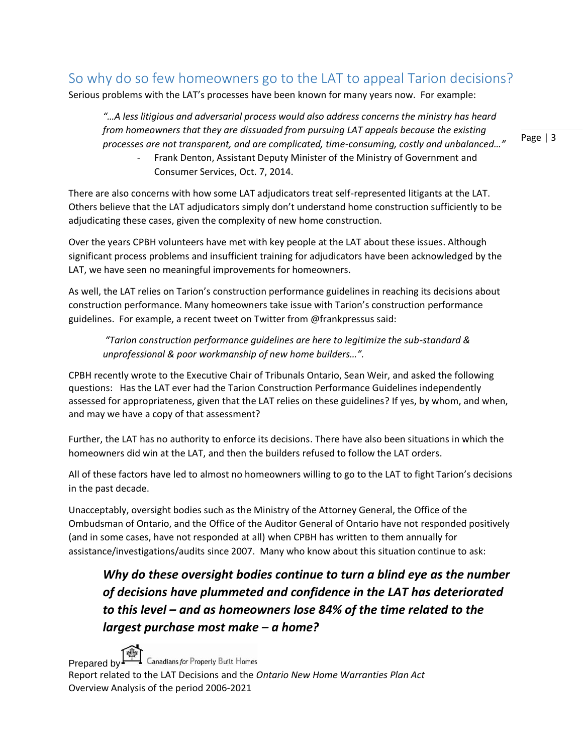## So why do so few homeowners go to the LAT to appeal Tarion decisions?

Serious problems with the LAT's processes have been known for many years now. For example:

> *"…A less litigious and adversarial process would also address concerns the ministry has heard from homeowners that they are dissuaded from pursuing LAT appeals because the existing processes are not transparent, and are complicated, time-consuming, costly and unbalanced…"*
>
> - Frank Denton, Assistant Deputy Minister of the Ministry of Government and Consumer Services, Oct. 7, 2014.

There are also concerns with how some LAT adjudicators treat self-represented litigants at the LAT. Others believe that the LAT adjudicators simply don't understand home construction sufficiently to be adjudicating these cases, given the complexity of new home construction.

Over the years CPBH volunteers have met with key people at the LAT about these issues. Although significant process problems and insufficient training for adjudicators have been acknowledged by the LAT, we have seen no meaningful improvements for homeowners.

As well, the LAT relies on Tarion's construction performance guidelines in reaching its decisions about construction performance. Many homeowners take issue with Tarion's construction performance guidelines. For example, a recent tweet on Twitter from @frankpressus said:

> *"Tarion construction performance guidelines are here to legitimize the sub-standard & unprofessional & poor workmanship of new home builders…".*

CPBH recently wrote to the Executive Chair of Tribunals Ontario, Sean Weir, and asked the following questions: Has the LAT ever had the Tarion Construction Performance Guidelines independently assessed for appropriateness, given that the LAT relies on these guidelines? If yes, by whom, and when, and may we have a copy of that assessment?

Further, the LAT has no authority to enforce its decisions. There have also been situations in which the homeowners did win at the LAT, and then the builders refused to follow the LAT orders.

All of these factors have led to almost no homeowners willing to go to the LAT to fight Tarion's decisions in the past decade.

Unacceptably, oversight bodies such as the Ministry of the Attorney General, the Office of the Ombudsman of Ontario, and the Office of the Auditor General of Ontario have not responded positively (and in some cases, have not responded at all) when CPBH has written to them annually for assistance/investigations/audits since 2007. Many who know about this situation continue to ask:

> ***Why do these oversight bodies continue to turn a blind eye as the number of decisions have plummeted and confidence in the LAT has deteriorated to this level – and as homeowners lose 84% of the time related to the largest purchase most make – a home?***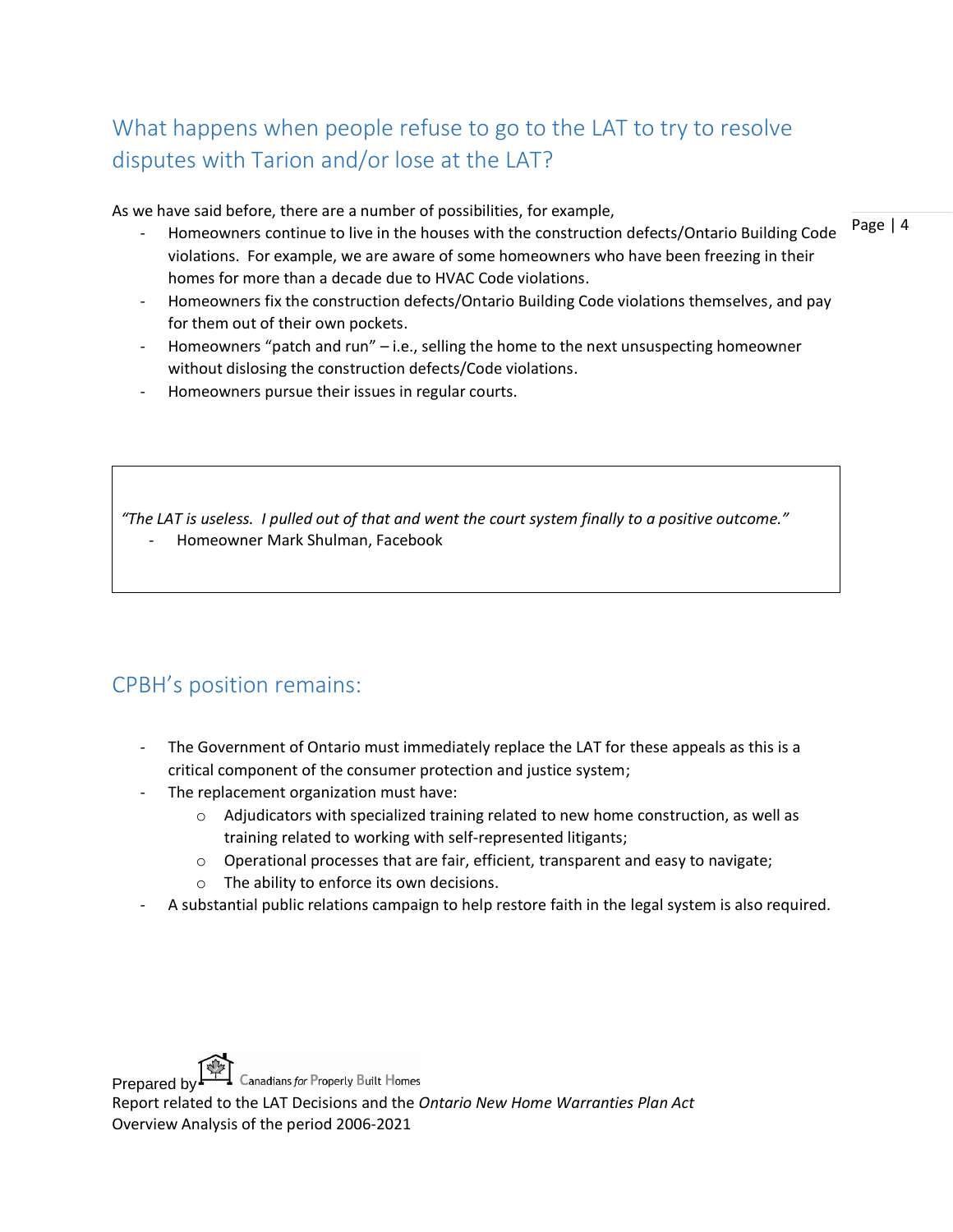## What happens when people refuse to go to the LAT to try to resolve disputes with Tarion and/or lose at the LAT?

As we have said before, there are a number of possibilities, for example,

- Homeowners continue to live in the houses with the construction defects/Ontario Building Code violations. For example, we are aware of some homeowners who have been freezing in their homes for more than a decade due to HVAC Code violations.
- Homeowners fix the construction defects/Ontario Building Code violations themselves, and pay for them out of their own pockets.
- Homeowners "patch and run" – i.e., selling the home to the next unsuspecting homeowner without dislosing the construction defects/Code violations.
- Homeowners pursue their issues in regular courts.

> *"The LAT is useless. I pulled out of that and went the court system finally to a positive outcome."*
>
> - Homeowner Mark Shulman, Facebook

## CPBH's position remains:

- The Government of Ontario must immediately replace the LAT for these appeals as this is a critical component of the consumer protection and justice system;
- The replacement organization must have:
  - Adjudicators with specialized training related to new home construction, as well as training related to working with self-represented litigants;
  - Operational processes that are fair, efficient, transparent and easy to navigate;
  - The ability to enforce its own decisions.
- A substantial public relations campaign to help restore faith in the legal system is also required.

Prepared by Canadians *for* Properly Built Homes
Report related to the LAT Decisions and the *Ontario New Home Warranties Plan Act*
Overview Analysis of the period 2006-2021